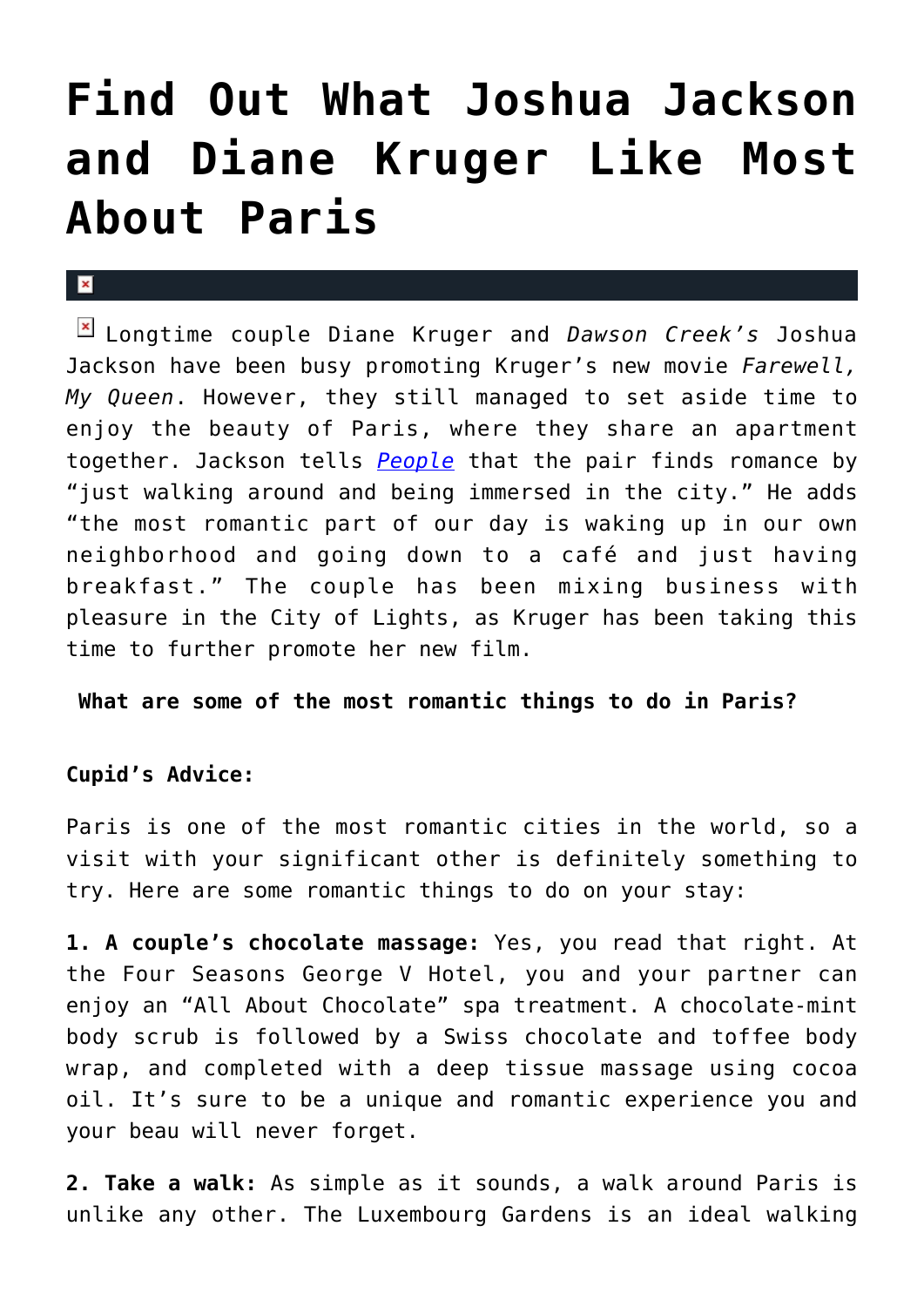# Find Out What Joshua Jackson and Diane Kruger Like Most About Paris

Longtime couple Diane Kruger and *Dawson Creek's* Joshua Jackson have been busy promoting Kruger's new movie *Farewell, My Queen*. However, they still managed to set aside time to enjoy the beauty of Paris, where they share an apartment together. Jackson tells *People* that the pair finds romance by "just walking around and being immersed in the city." He adds "the most romantic part of our day is waking up in our own neighborhood and going down to a café and just having breakfast." The couple has been mixing business with pleasure in the City of Lights, as Kruger has been taking this time to further promote her new film.

**What are some of the most romantic things to do in Paris?**

**Cupid's Advice:**

Paris is one of the most romantic cities in the world, so a visit with your significant other is definitely something to try. Here are some romantic things to do on your stay:

**1. A couple's chocolate massage:** Yes, you read that right. At the Four Seasons George V Hotel, you and your partner can enjoy an "All About Chocolate" spa treatment. A chocolate-mint body scrub is followed by a Swiss chocolate and toffee body wrap, and completed with a deep tissue massage using cocoa oil. It's sure to be a unique and romantic experience you and your beau will never forget.

**2. Take a walk:** As simple as it sounds, a walk around Paris is unlike any other. The Luxembourg Gardens is an ideal walking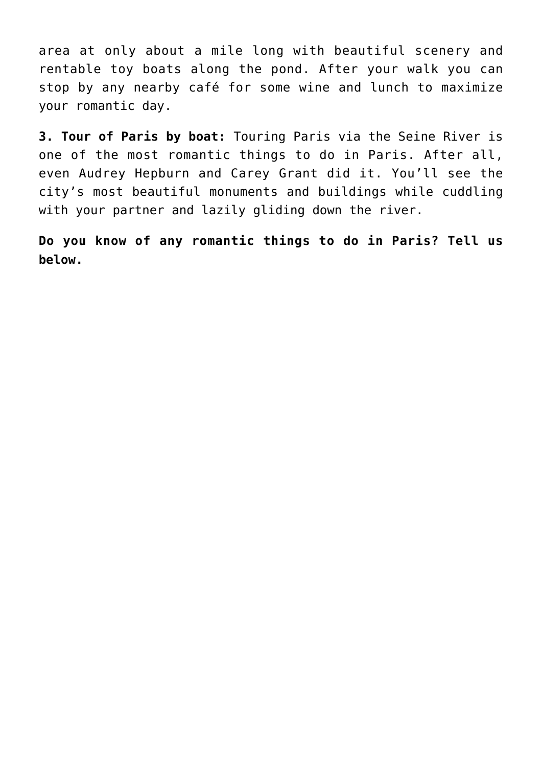area at only about a mile long with beautiful scenery and rentable toy boats along the pond. After your walk you can stop by any nearby café for some wine and lunch to maximize your romantic day.

**3. Tour of Paris by boat:** Touring Paris via the Seine River is one of the most romantic things to do in Paris. After all, even Audrey Hepburn and Carey Grant did it. You'll see the city's most beautiful monuments and buildings while cuddling with your partner and lazily gliding down the river.

**Do you know of any romantic things to do in Paris? Tell us below.**